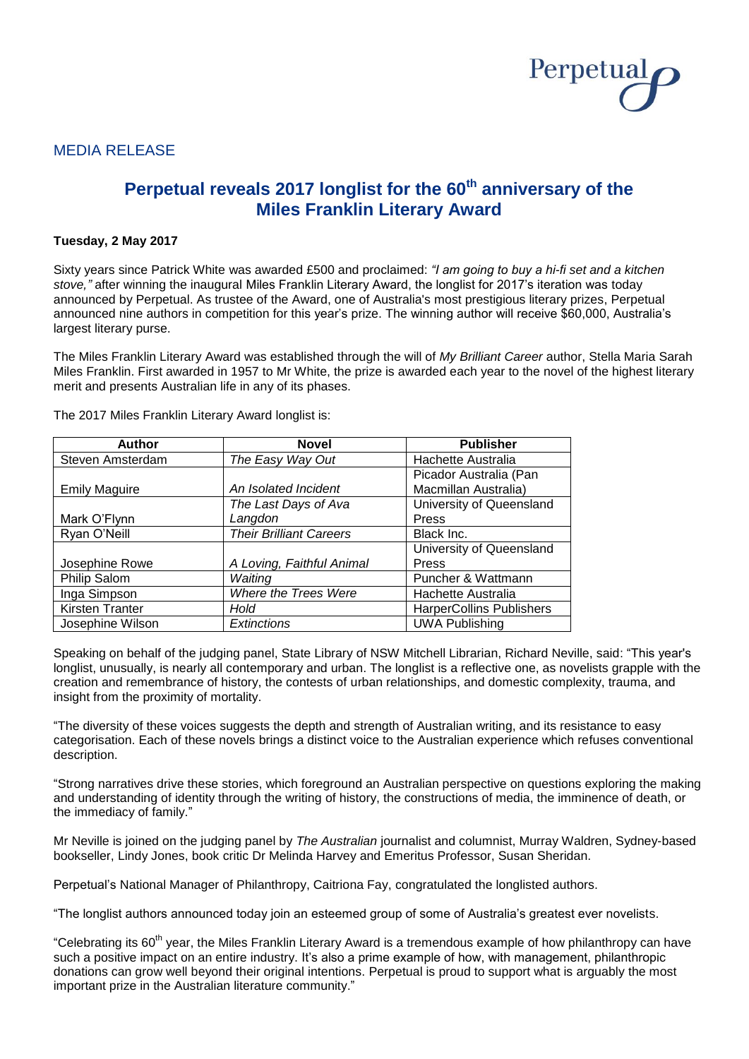MEDIA RELEASE

# Perpetual reveals 2017 longlist for the 60th anniversary of the Miles Franklin Literary Award

**Tuesday, 2 May 2017**

Sixty years since Patrick White was awarded £500 and proclaimed: *"I am going to buy a hi-fi set and a kitchen stove,"* after winning the inaugural Miles Franklin Literary Award, the longlist for 2017's iteration was today announced by Perpetual. As trustee of the Award, one of Australia's most prestigious literary prizes, Perpetual announced nine authors in competition for this year's prize. The winning author will receive $60,000, Australia's largest literary purse.

The Miles Franklin Literary Award was established through the will of *My Brilliant Career* author, Stella Maria Sarah Miles Franklin. First awarded in 1957 to Mr White, the prize is awarded each year to the novel of the highest literary merit and presents Australian life in any of its phases.

The 2017 Miles Franklin Literary Award longlist is:

| Author | Novel | Publisher |
|---|---|---|
| Steven Amsterdam | *The Easy Way Out* | Hachette Australia |
| Emily Maguire | *An Isolated Incident* | Picador Australia (Pan Macmillan Australia) |
| Mark O'Flynn | *The Last Days of Ava Langdon* | University of Queensland Press |
| Ryan O'Neill | *Their Brilliant Careers* | Black Inc. |
| Josephine Rowe | *A Loving, Faithful Animal* | University of Queensland Press |
| Philip Salom | *Waiting* | Puncher & Wattmann |
| Inga Simpson | *Where the Trees Were* | Hachette Australia |
| Kirsten Tranter | *Hold* | HarperCollins Publishers |
| Josephine Wilson | *Extinctions* | UWA Publishing |

Speaking on behalf of the judging panel, State Library of NSW Mitchell Librarian, Richard Neville, said: "This year's longlist, unusually, is nearly all contemporary and urban. The longlist is a reflective one, as novelists grapple with the creation and remembrance of history, the contests of urban relationships, and domestic complexity, trauma, and insight from the proximity of mortality.

"The diversity of these voices suggests the depth and strength of Australian writing, and its resistance to easy categorisation. Each of these novels brings a distinct voice to the Australian experience which refuses conventional description.

"Strong narratives drive these stories, which foreground an Australian perspective on questions exploring the making and understanding of identity through the writing of history, the constructions of media, the imminence of death, or the immediacy of family."

Mr Neville is joined on the judging panel by *The Australian* journalist and columnist, Murray Waldren, Sydney-based bookseller, Lindy Jones, book critic Dr Melinda Harvey and Emeritus Professor, Susan Sheridan.

Perpetual's National Manager of Philanthropy, Caitriona Fay, congratulated the longlisted authors.

"The longlist authors announced today join an esteemed group of some of Australia's greatest ever novelists.

"Celebrating its 60th year, the Miles Franklin Literary Award is a tremendous example of how philanthropy can have such a positive impact on an entire industry. It's also a prime example of how, with management, philanthropic donations can grow well beyond their original intentions. Perpetual is proud to support what is arguably the most important prize in the Australian literature community."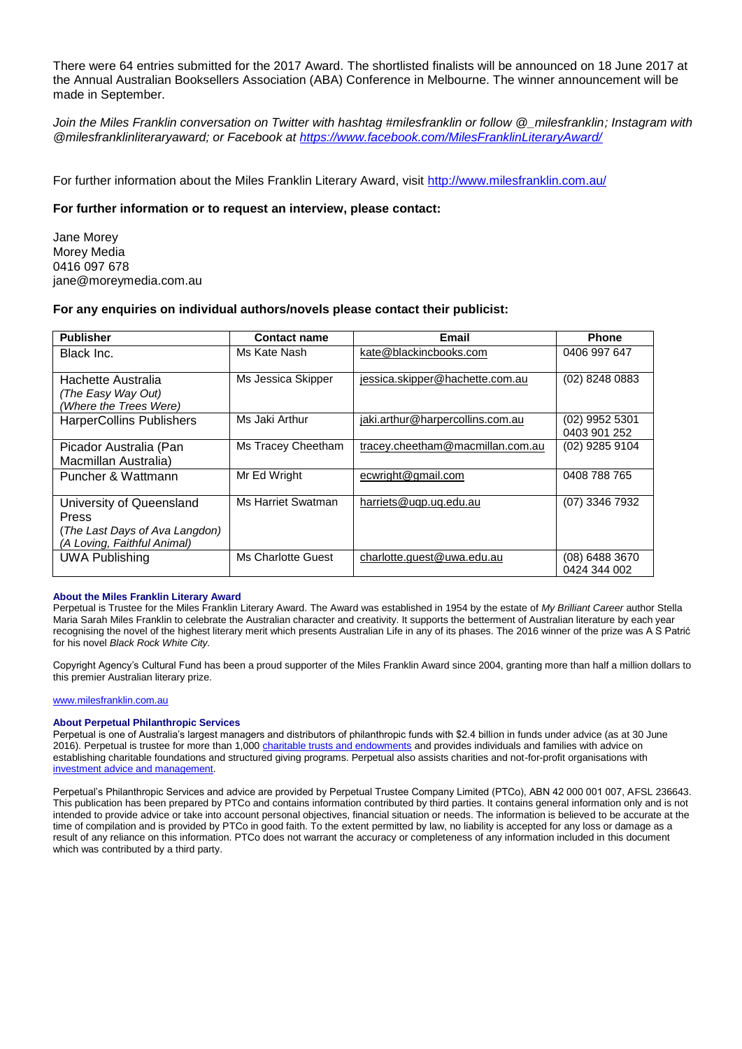There were 64 entries submitted for the 2017 Award. The shortlisted finalists will be announced on 18 June 2017 at the Annual Australian Booksellers Association (ABA) Conference in Melbourne. The winner announcement will be made in September.

*Join the Miles Franklin conversation on Twitter with hashtag #milesfranklin or follow @_milesfranklin; Instagram with @milesfranklinliteraryaward; or Facebook at https://www.facebook.com/MilesFranklinLiteraryAward/*

For further information about the Miles Franklin Literary Award, visit http://www.milesfranklin.com.au/

**For further information or to request an interview, please contact:**

Jane Morey
Morey Media
0416 097 678
jane@moreymedia.com.au

**For any enquiries on individual authors/novels please contact their publicist:**

| Publisher | Contact name | Email | Phone |
|---|---|---|---|
| Black Inc. | Ms Kate Nash | kate@blackincbooks.com | 0406 997 647 |
| Hachette Australia *(The Easy Way Out)* *(Where the Trees Were)* | Ms Jessica Skipper | jessica.skipper@hachette.com.au | (02) 8248 0883 |
| HarperCollins Publishers | Ms Jaki Arthur | jaki.arthur@harpercollins.com.au | (02) 9952 5301 0403 901 252 |
| Picador Australia (Pan Macmillan Australia) | Ms Tracey Cheetham | tracey.cheetham@macmillan.com.au | (02) 9285 9104 |
| Puncher & Wattmann | Mr Ed Wright | ecwright@gmail.com | 0408 788 765 |
| University of Queensland Press *(The Last Days of Ava Langdon)* *(A Loving, Faithful Animal)* | Ms Harriet Swatman | harriets@uqp.uq.edu.au | (07) 3346 7932 |
| UWA Publishing | Ms Charlotte Guest | charlotte.guest@uwa.edu.au | (08) 6488 3670 0424 344 002 |

**About the Miles Franklin Literary Award**

Perpetual is Trustee for the Miles Franklin Literary Award. The Award was established in 1954 by the estate of *My Brilliant Career* author Stella Maria Sarah Miles Franklin to celebrate the Australian character and creativity. It supports the betterment of Australian literature by each year recognising the novel of the highest literary merit which presents Australian Life in any of its phases. The 2016 winner of the prize was A S Patrić for his novel *Black Rock White City*.

Copyright Agency's Cultural Fund has been a proud supporter of the Miles Franklin Award since 2004, granting more than half a million dollars to this premier Australian literary prize.

www.milesfranklin.com.au

**About Perpetual Philanthropic Services**

Perpetual is one of Australia's largest managers and distributors of philanthropic funds with $2.4 billion in funds under advice (as at 30 June 2016). Perpetual is trustee for more than 1,000 charitable trusts and endowments and provides individuals and families with advice on establishing charitable foundations and structured giving programs. Perpetual also assists charities and not-for-profit organisations with investment advice and management.

Perpetual's Philanthropic Services and advice are provided by Perpetual Trustee Company Limited (PTCo), ABN 42 000 001 007, AFSL 236643. This publication has been prepared by PTCo and contains information contributed by third parties. It contains general information only and is not intended to provide advice or take into account personal objectives, financial situation or needs. The information is believed to be accurate at the time of compilation and is provided by PTCo in good faith. To the extent permitted by law, no liability is accepted for any loss or damage as a result of any reliance on this information. PTCo does not warrant the accuracy or completeness of any information included in this document which was contributed by a third party.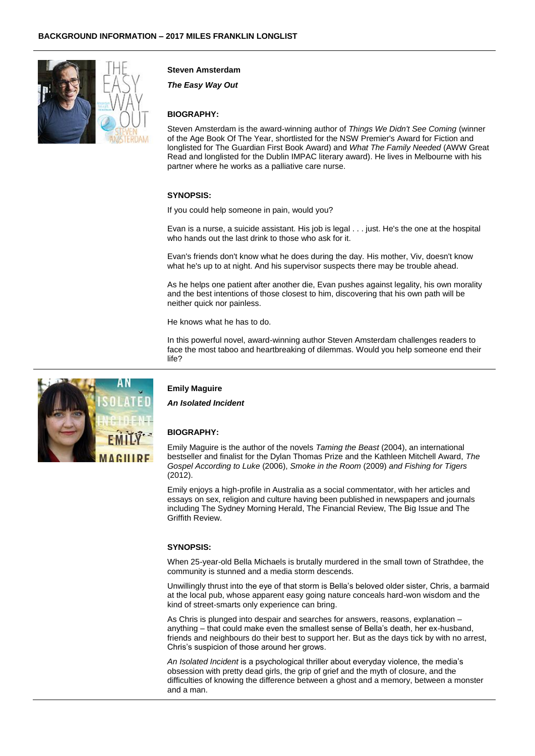**BACKGROUND INFORMATION – 2017 MILES FRANKLIN LONGLIST**

**Steven Amsterdam**

***The Easy Way Out***

**BIOGRAPHY:**

Steven Amsterdam is the award-winning author of *Things We Didn't See Coming* (winner of the Age Book Of The Year, shortlisted for the NSW Premier's Award for Fiction and longlisted for The Guardian First Book Award) and *What The Family Needed* (AWW Great Read and longlisted for the Dublin IMPAC literary award). He lives in Melbourne with his partner where he works as a palliative care nurse.

**SYNOPSIS:**

If you could help someone in pain, would you?

Evan is a nurse, a suicide assistant. His job is legal . . . just. He's the one at the hospital who hands out the last drink to those who ask for it.

Evan's friends don't know what he does during the day. His mother, Viv, doesn't know what he's up to at night. And his supervisor suspects there may be trouble ahead.

As he helps one patient after another die, Evan pushes against legality, his own morality and the best intentions of those closest to him, discovering that his own path will be neither quick nor painless.

He knows what he has to do.

In this powerful novel, award-winning author Steven Amsterdam challenges readers to face the most taboo and heartbreaking of dilemmas. Would you help someone end their life?

---

**Emily Maguire**

***An Isolated Incident***

**BIOGRAPHY:**

Emily Maguire is the author of the novels *Taming the Beast* (2004), an international bestseller and finalist for the Dylan Thomas Prize and the Kathleen Mitchell Award, *The Gospel According to Luke* (2006), *Smoke in the Room* (2009) *and Fishing for Tigers* (2012).

Emily enjoys a high-profile in Australia as a social commentator, with her articles and essays on sex, religion and culture having been published in newspapers and journals including The Sydney Morning Herald, The Financial Review, The Big Issue and The Griffith Review.

**SYNOPSIS:**

When 25-year-old Bella Michaels is brutally murdered in the small town of Strathdee, the community is stunned and a media storm descends.

Unwillingly thrust into the eye of that storm is Bella's beloved older sister, Chris, a barmaid at the local pub, whose apparent easy going nature conceals hard-won wisdom and the kind of street-smarts only experience can bring.

As Chris is plunged into despair and searches for answers, reasons, explanation – anything – that could make even the smallest sense of Bella's death, her ex-husband, friends and neighbours do their best to support her. But as the days tick by with no arrest, Chris's suspicion of those around her grows.

*An Isolated Incident* is a psychological thriller about everyday violence, the media's obsession with pretty dead girls, the grip of grief and the myth of closure, and the difficulties of knowing the difference between a ghost and a memory, between a monster and a man.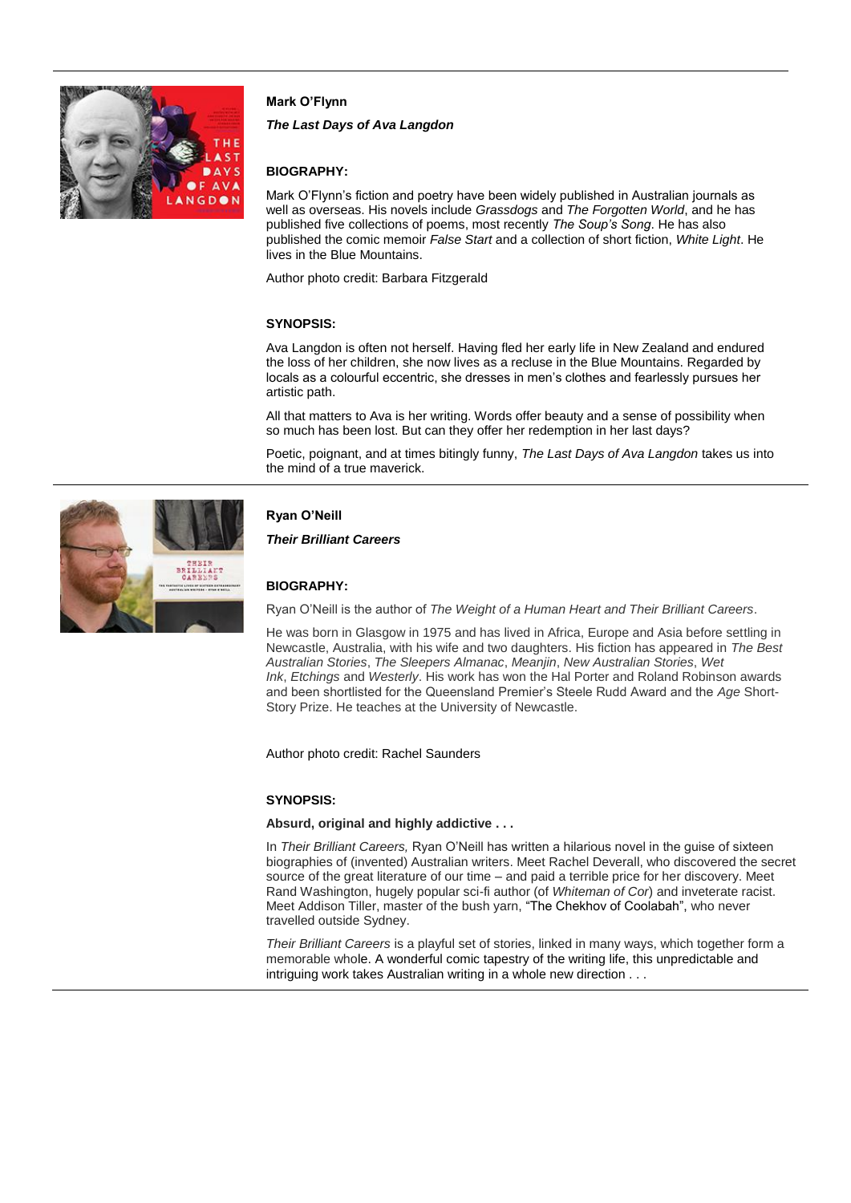**Mark O'Flynn**

***The Last Days of Ava Langdon***

**BIOGRAPHY:**

Mark O'Flynn's fiction and poetry have been widely published in Australian journals as well as overseas. His novels include *Grassdogs* and *The Forgotten World*, and he has published five collections of poems, most recently *The Soup's Song*. He has also published the comic memoir *False Start* and a collection of short fiction, *White Light*. He lives in the Blue Mountains.

Author photo credit: Barbara Fitzgerald

**SYNOPSIS:**

Ava Langdon is often not herself. Having fled her early life in New Zealand and endured the loss of her children, she now lives as a recluse in the Blue Mountains. Regarded by locals as a colourful eccentric, she dresses in men's clothes and fearlessly pursues her artistic path.

All that matters to Ava is her writing. Words offer beauty and a sense of possibility when so much has been lost. But can they offer her redemption in her last days?

Poetic, poignant, and at times bitingly funny, *The Last Days of Ava Langdon* takes us into the mind of a true maverick.

---

**Ryan O'Neill**

***Their Brilliant Careers***

**BIOGRAPHY:**

Ryan O'Neill is the author of *The Weight of a Human Heart and Their Brilliant Careers*.

He was born in Glasgow in 1975 and has lived in Africa, Europe and Asia before settling in Newcastle, Australia, with his wife and two daughters. His fiction has appeared in *The Best Australian Stories*, *The Sleepers Almanac*, *Meanjin*, *New Australian Stories*, *Wet Ink*, *Etchings* and *Westerly*. His work has won the Hal Porter and Roland Robinson awards and been shortlisted for the Queensland Premier's Steele Rudd Award and the *Age* Short-Story Prize. He teaches at the University of Newcastle.

Author photo credit: Rachel Saunders

**SYNOPSIS:**

**Absurd, original and highly addictive . . .**

In *Their Brilliant Careers,* Ryan O'Neill has written a hilarious novel in the guise of sixteen biographies of (invented) Australian writers. Meet Rachel Deverall, who discovered the secret source of the great literature of our time – and paid a terrible price for her discovery. Meet Rand Washington, hugely popular sci-fi author (of *Whiteman of Cor*) and inveterate racist. Meet Addison Tiller, master of the bush yarn, "The Chekhov of Coolabah", who never travelled outside Sydney.

*Their Brilliant Careers* is a playful set of stories, linked in many ways, which together form a memorable whole. A wonderful comic tapestry of the writing life, this unpredictable and intriguing work takes Australian writing in a whole new direction . . .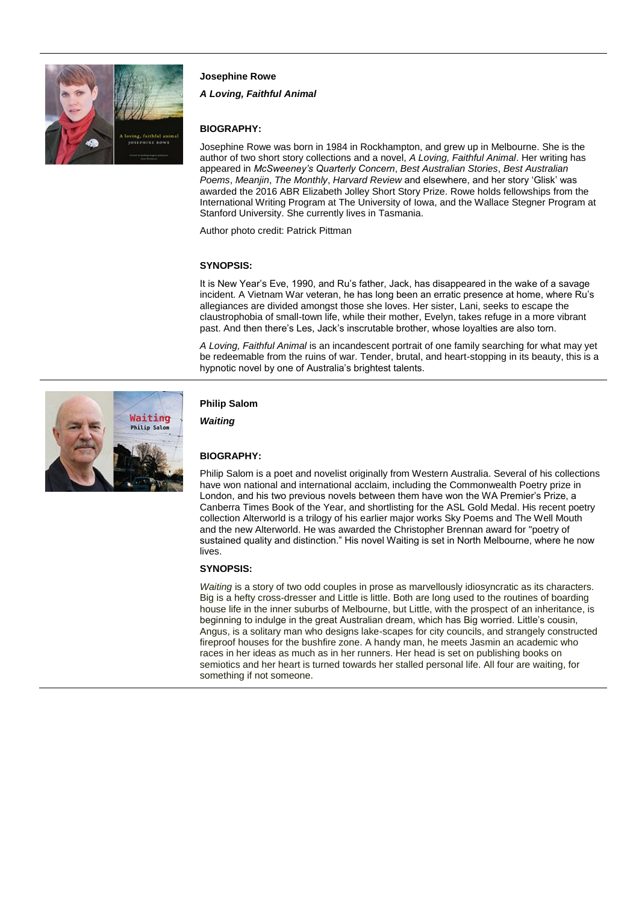**Josephine Rowe**

***A Loving, Faithful Animal***

**BIOGRAPHY:**

Josephine Rowe was born in 1984 in Rockhampton, and grew up in Melbourne. She is the author of two short story collections and a novel, *A Loving, Faithful Animal*. Her writing has appeared in *McSweeney's Quarterly Concern*, *Best Australian Stories*, *Best Australian Poems*, *Meanjin*, *The Monthly*, *Harvard Review* and elsewhere, and her story 'Glisk' was awarded the 2016 ABR Elizabeth Jolley Short Story Prize. Rowe holds fellowships from the International Writing Program at The University of Iowa, and the Wallace Stegner Program at Stanford University. She currently lives in Tasmania.

Author photo credit: Patrick Pittman

**SYNOPSIS:**

It is New Year's Eve, 1990, and Ru's father, Jack, has disappeared in the wake of a savage incident. A Vietnam War veteran, he has long been an erratic presence at home, where Ru's allegiances are divided amongst those she loves. Her sister, Lani, seeks to escape the claustrophobia of small-town life, while their mother, Evelyn, takes refuge in a more vibrant past. And then there's Les, Jack's inscrutable brother, whose loyalties are also torn.

*A Loving, Faithful Animal* is an incandescent portrait of one family searching for what may yet be redeemable from the ruins of war. Tender, brutal, and heart-stopping in its beauty, this is a hypnotic novel by one of Australia's brightest talents.

---

**Philip Salom**

***Waiting***

**BIOGRAPHY:**

Philip Salom is a poet and novelist originally from Western Australia. Several of his collections have won national and international acclaim, including the Commonwealth Poetry prize in London, and his two previous novels between them have won the WA Premier's Prize, a Canberra Times Book of the Year, and shortlisting for the ASL Gold Medal. His recent poetry collection Alterworld is a trilogy of his earlier major works Sky Poems and The Well Mouth and the new Alterworld. He was awarded the Christopher Brennan award for "poetry of sustained quality and distinction." His novel Waiting is set in North Melbourne, where he now lives.

**SYNOPSIS:**

*Waiting* is a story of two odd couples in prose as marvellously idiosyncratic as its characters. Big is a hefty cross-dresser and Little is little. Both are long used to the routines of boarding house life in the inner suburbs of Melbourne, but Little, with the prospect of an inheritance, is beginning to indulge in the great Australian dream, which has Big worried. Little's cousin, Angus, is a solitary man who designs lake-scapes for city councils, and strangely constructed fireproof houses for the bushfire zone. A handy man, he meets Jasmin an academic who races in her ideas as much as in her runners. Her head is set on publishing books on semiotics and her heart is turned towards her stalled personal life. All four are waiting, for something if not someone.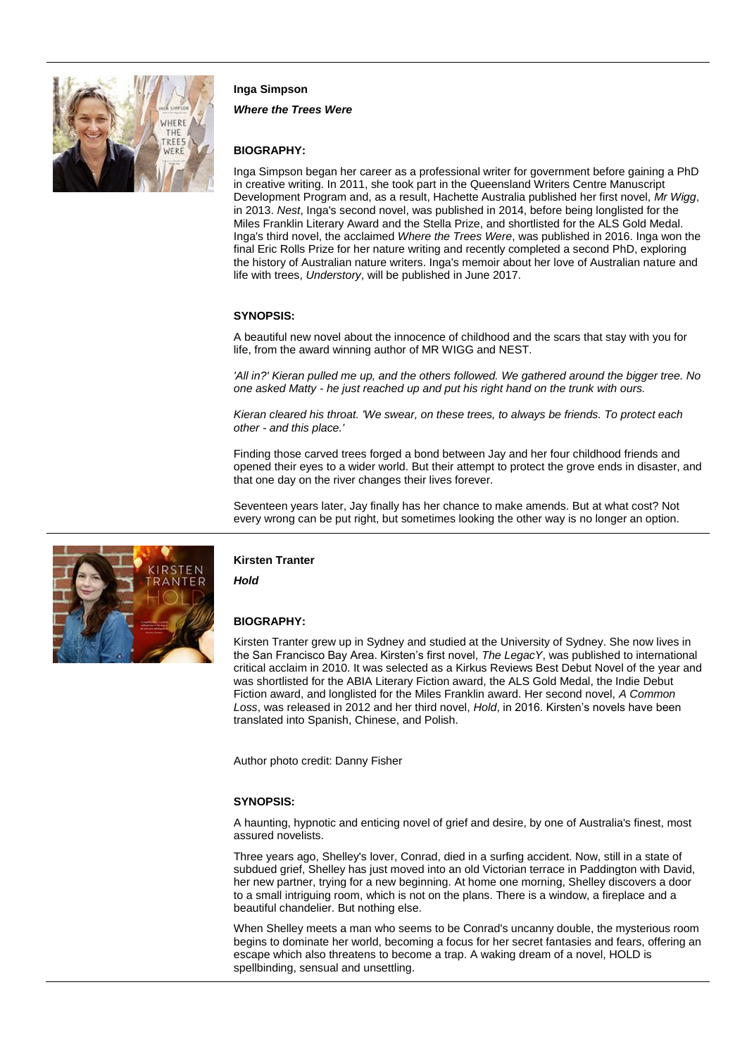**Inga Simpson**

***Where the Trees Were***

**BIOGRAPHY:**

Inga Simpson began her career as a professional writer for government before gaining a PhD in creative writing. In 2011, she took part in the Queensland Writers Centre Manuscript Development Program and, as a result, Hachette Australia published her first novel, *Mr Wigg*, in 2013. *Nest*, Inga's second novel, was published in 2014, before being longlisted for the Miles Franklin Literary Award and the Stella Prize, and shortlisted for the ALS Gold Medal. Inga's third novel, the acclaimed *Where the Trees Were*, was published in 2016. Inga won the final Eric Rolls Prize for her nature writing and recently completed a second PhD, exploring the history of Australian nature writers. Inga's memoir about her love of Australian nature and life with trees, *Understory*, will be published in June 2017.

**SYNOPSIS:**

A beautiful new novel about the innocence of childhood and the scars that stay with you for life, from the award winning author of MR WIGG and NEST.

*'All in?' Kieran pulled me up, and the others followed. We gathered around the bigger tree. No one asked Matty - he just reached up and put his right hand on the trunk with ours.*

*Kieran cleared his throat. 'We swear, on these trees, to always be friends. To protect each other - and this place.'*

Finding those carved trees forged a bond between Jay and her four childhood friends and opened their eyes to a wider world. But their attempt to protect the grove ends in disaster, and that one day on the river changes their lives forever.

Seventeen years later, Jay finally has her chance to make amends. But at what cost? Not every wrong can be put right, but sometimes looking the other way is no longer an option.

---

**Kirsten Tranter**

***Hold***

**BIOGRAPHY:**

Kirsten Tranter grew up in Sydney and studied at the University of Sydney. She now lives in the San Francisco Bay Area. Kirsten's first novel, *The LegacY*, was published to international critical acclaim in 2010. It was selected as a Kirkus Reviews Best Debut Novel of the year and was shortlisted for the ABIA Literary Fiction award, the ALS Gold Medal, the Indie Debut Fiction award, and longlisted for the Miles Franklin award. Her second novel, *A Common Loss*, was released in 2012 and her third novel, *Hold*, in 2016. Kirsten's novels have been translated into Spanish, Chinese, and Polish.

Author photo credit: Danny Fisher

**SYNOPSIS:**

A haunting, hypnotic and enticing novel of grief and desire, by one of Australia's finest, most assured novelists.

Three years ago, Shelley's lover, Conrad, died in a surfing accident. Now, still in a state of subdued grief, Shelley has just moved into an old Victorian terrace in Paddington with David, her new partner, trying for a new beginning. At home one morning, Shelley discovers a door to a small intriguing room, which is not on the plans. There is a window, a fireplace and a beautiful chandelier. But nothing else.

When Shelley meets a man who seems to be Conrad's uncanny double, the mysterious room begins to dominate her world, becoming a focus for her secret fantasies and fears, offering an escape which also threatens to become a trap. A waking dream of a novel, HOLD is spellbinding, sensual and unsettling.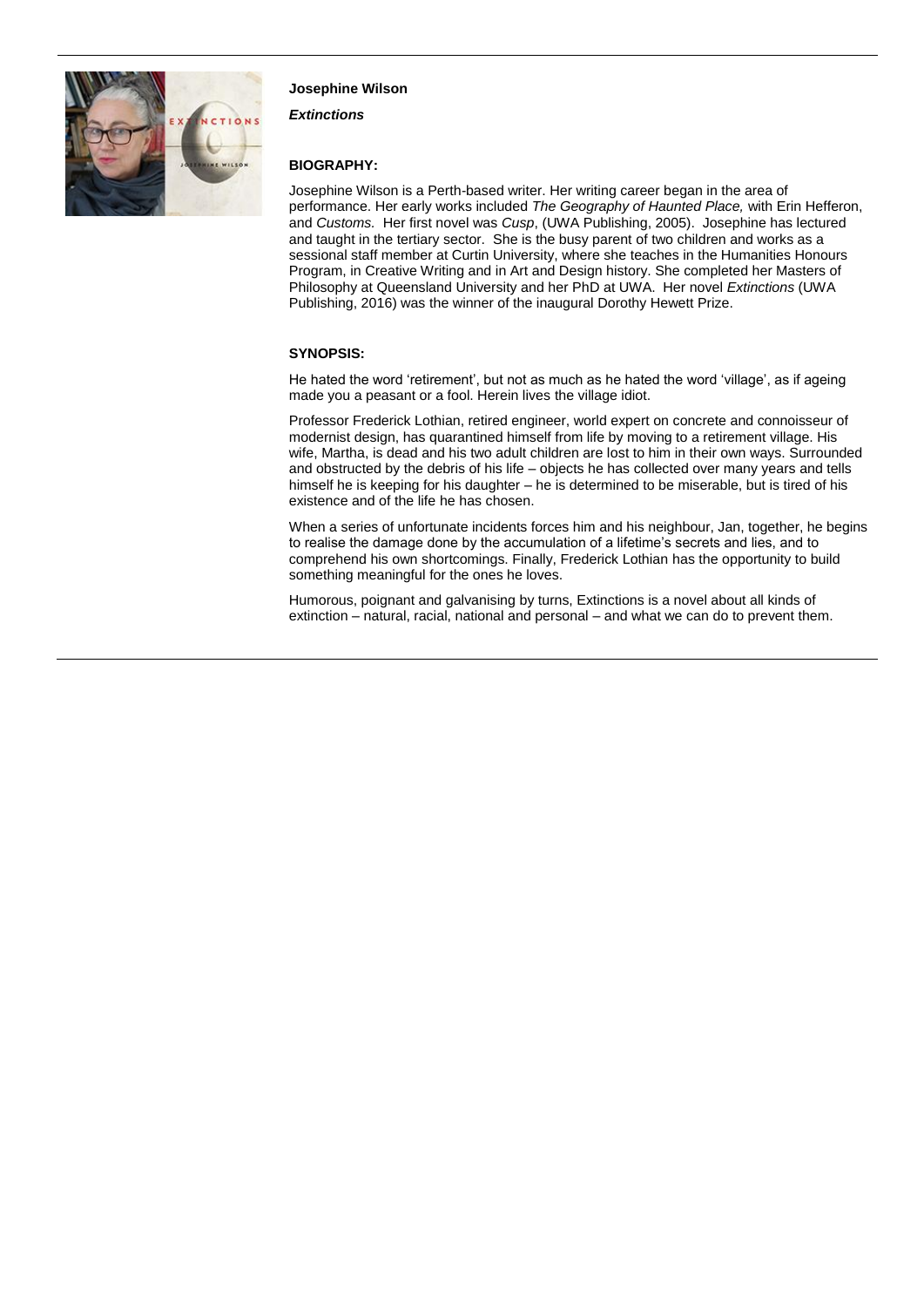**Josephine Wilson**

***Extinctions***

**BIOGRAPHY:**

Josephine Wilson is a Perth-based writer. Her writing career began in the area of performance. Her early works included *The Geography of Haunted Place,* with Erin Hefferon, and *Customs.* Her first novel was *Cusp*, (UWA Publishing, 2005). Josephine has lectured and taught in the tertiary sector. She is the busy parent of two children and works as a sessional staff member at Curtin University, where she teaches in the Humanities Honours Program, in Creative Writing and in Art and Design history. She completed her Masters of Philosophy at Queensland University and her PhD at UWA. Her novel *Extinctions* (UWA Publishing, 2016) was the winner of the inaugural Dorothy Hewett Prize.

**SYNOPSIS:**

He hated the word 'retirement', but not as much as he hated the word 'village', as if ageing made you a peasant or a fool. Herein lives the village idiot.

Professor Frederick Lothian, retired engineer, world expert on concrete and connoisseur of modernist design, has quarantined himself from life by moving to a retirement village. His wife, Martha, is dead and his two adult children are lost to him in their own ways. Surrounded and obstructed by the debris of his life – objects he has collected over many years and tells himself he is keeping for his daughter – he is determined to be miserable, but is tired of his existence and of the life he has chosen.

When a series of unfortunate incidents forces him and his neighbour, Jan, together, he begins to realise the damage done by the accumulation of a lifetime's secrets and lies, and to comprehend his own shortcomings. Finally, Frederick Lothian has the opportunity to build something meaningful for the ones he loves.

Humorous, poignant and galvanising by turns, Extinctions is a novel about all kinds of extinction – natural, racial, national and personal – and what we can do to prevent them.